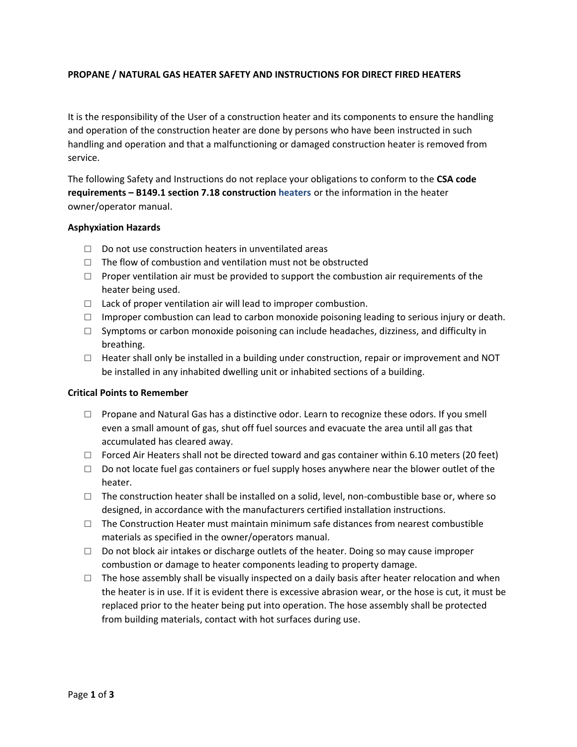**PROPANE / NATURAL GAS HEATER SAFETY AND INSTRUCTIONS FOR DIRECT FIRED HEATERS**

It is the responsibility of the User of a construction heater and its components to ensure the handling and operation of the construction heater are done by persons who have been instructed in such handling and operation and that a malfunctioning or damaged construction heater is removed from service.

The following Safety and Instructions do not replace your obligations to conform to the **CSA code requirements – B149.1 section 7.18 construction heaters** or the information in the heater owner/operator manual.

**Asphyxiation Hazards**

- ☐ Do not use construction heaters in unventilated areas
- ☐ The flow of combustion and ventilation must not be obstructed
- ☐ Proper ventilation air must be provided to support the combustion air requirements of the heater being used.
- ☐ Lack of proper ventilation air will lead to improper combustion.
- ☐ Improper combustion can lead to carbon monoxide poisoning leading to serious injury or death.
- ☐ Symptoms or carbon monoxide poisoning can include headaches, dizziness, and difficulty in breathing.
- ☐ Heater shall only be installed in a building under construction, repair or improvement and NOT be installed in any inhabited dwelling unit or inhabited sections of a building.

**Critical Points to Remember**

- ☐ Propane and Natural Gas has a distinctive odor. Learn to recognize these odors. If you smell even a small amount of gas, shut off fuel sources and evacuate the area until all gas that accumulated has cleared away.
- ☐ Forced Air Heaters shall not be directed toward and gas container within 6.10 meters (20 feet)
- ☐ Do not locate fuel gas containers or fuel supply hoses anywhere near the blower outlet of the heater.
- ☐ The construction heater shall be installed on a solid, level, non-combustible base or, where so designed, in accordance with the manufacturers certified installation instructions.
- ☐ The Construction Heater must maintain minimum safe distances from nearest combustible materials as specified in the owner/operators manual.
- ☐ Do not block air intakes or discharge outlets of the heater. Doing so may cause improper combustion or damage to heater components leading to property damage.
- ☐ The hose assembly shall be visually inspected on a daily basis after heater relocation and when the heater is in use. If it is evident there is excessive abrasion wear, or the hose is cut, it must be replaced prior to the heater being put into operation. The hose assembly shall be protected from building materials, contact with hot surfaces during use.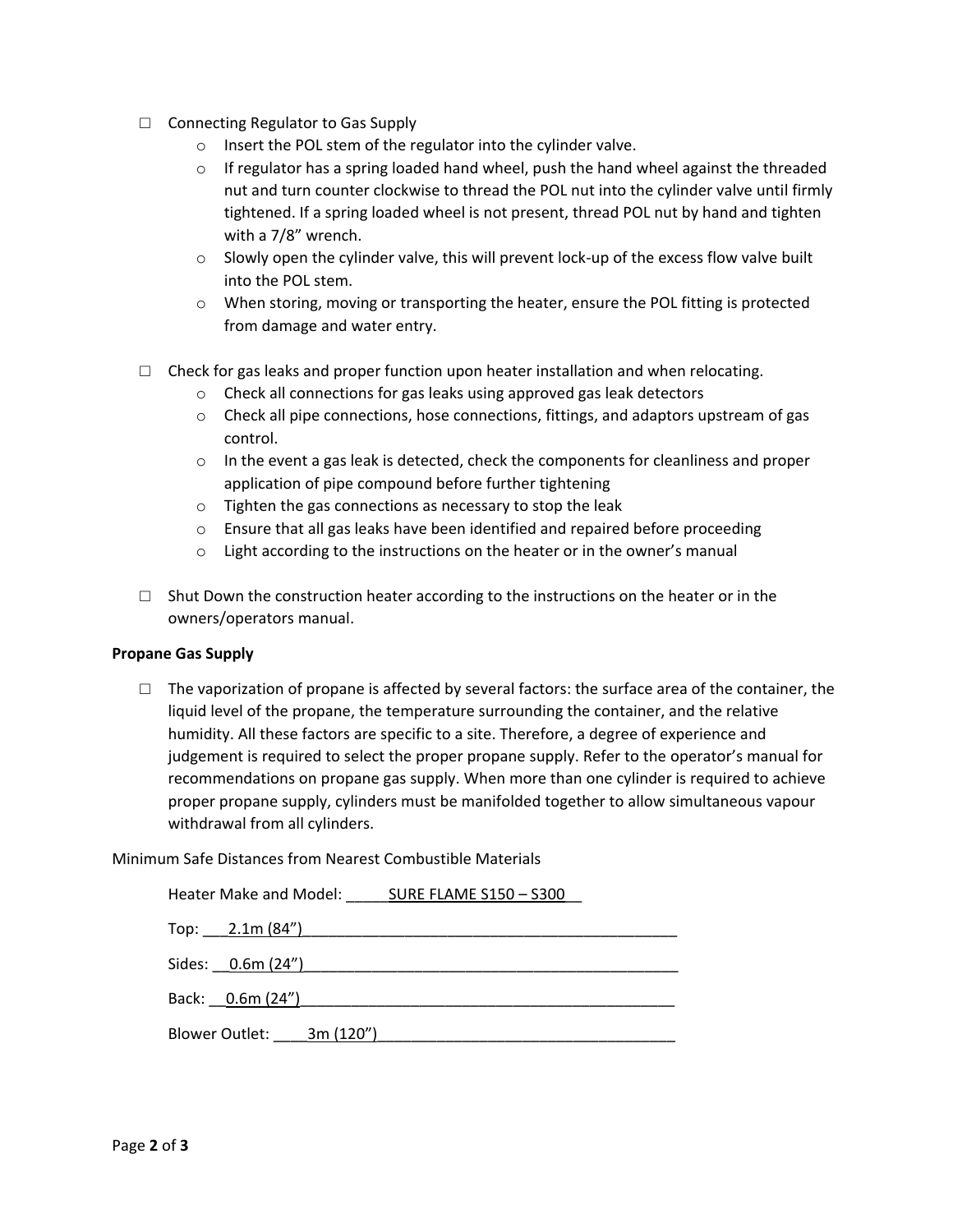- ☐ Connecting Regulator to Gas Supply
  - Insert the POL stem of the regulator into the cylinder valve.
  - If regulator has a spring loaded hand wheel, push the hand wheel against the threaded nut and turn counter clockwise to thread the POL nut into the cylinder valve until firmly tightened. If a spring loaded wheel is not present, thread POL nut by hand and tighten with a 7/8" wrench.
  - Slowly open the cylinder valve, this will prevent lock-up of the excess flow valve built into the POL stem.
  - When storing, moving or transporting the heater, ensure the POL fitting is protected from damage and water entry.

- ☐ Check for gas leaks and proper function upon heater installation and when relocating.
  - Check all connections for gas leaks using approved gas leak detectors
  - Check all pipe connections, hose connections, fittings, and adaptors upstream of gas control.
  - In the event a gas leak is detected, check the components for cleanliness and proper application of pipe compound before further tightening
  - Tighten the gas connections as necessary to stop the leak
  - Ensure that all gas leaks have been identified and repaired before proceeding
  - Light according to the instructions on the heater or in the owner's manual

- ☐ Shut Down the construction heater according to the instructions on the heater or in the owners/operators manual.

**Propane Gas Supply**

- ☐ The vaporization of propane is affected by several factors: the surface area of the container, the liquid level of the propane, the temperature surrounding the container, and the relative humidity. All these factors are specific to a site. Therefore, a degree of experience and judgement is required to select the proper propane supply. Refer to the operator's manual for recommendations on propane gas supply. When more than one cylinder is required to achieve proper propane supply, cylinders must be manifolded together to allow simultaneous vapour withdrawal from all cylinders.

Minimum Safe Distances from Nearest Combustible Materials

Heater Make and Model: SURE FLAME S150 – S300

Top: 2.1m (84")

Sides: 0.6m (24")

Back: 0.6m (24")

Blower Outlet: 3m (120")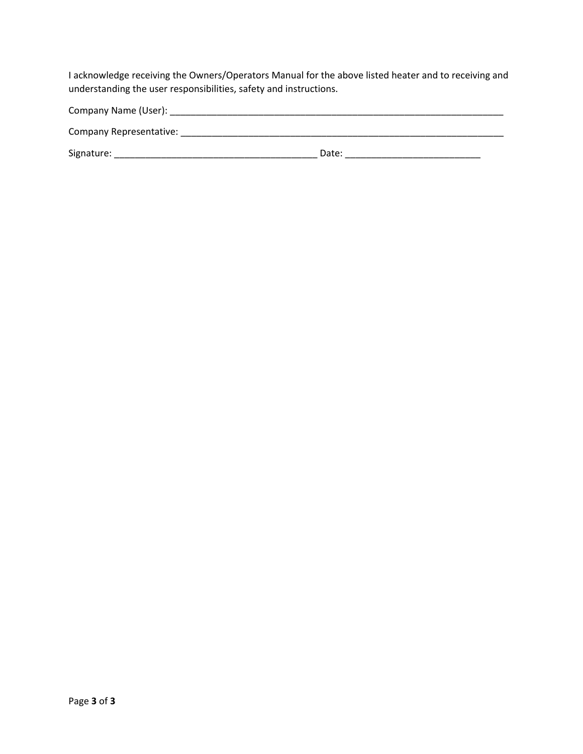I acknowledge receiving the Owners/Operators Manual for the above listed heater and to receiving and understanding the user responsibilities, safety and instructions.

Company Name (User): ___________________________________________________________________

Company Representative: _________________________________________________________________

Signature: _______________________________________ Date: __________________________